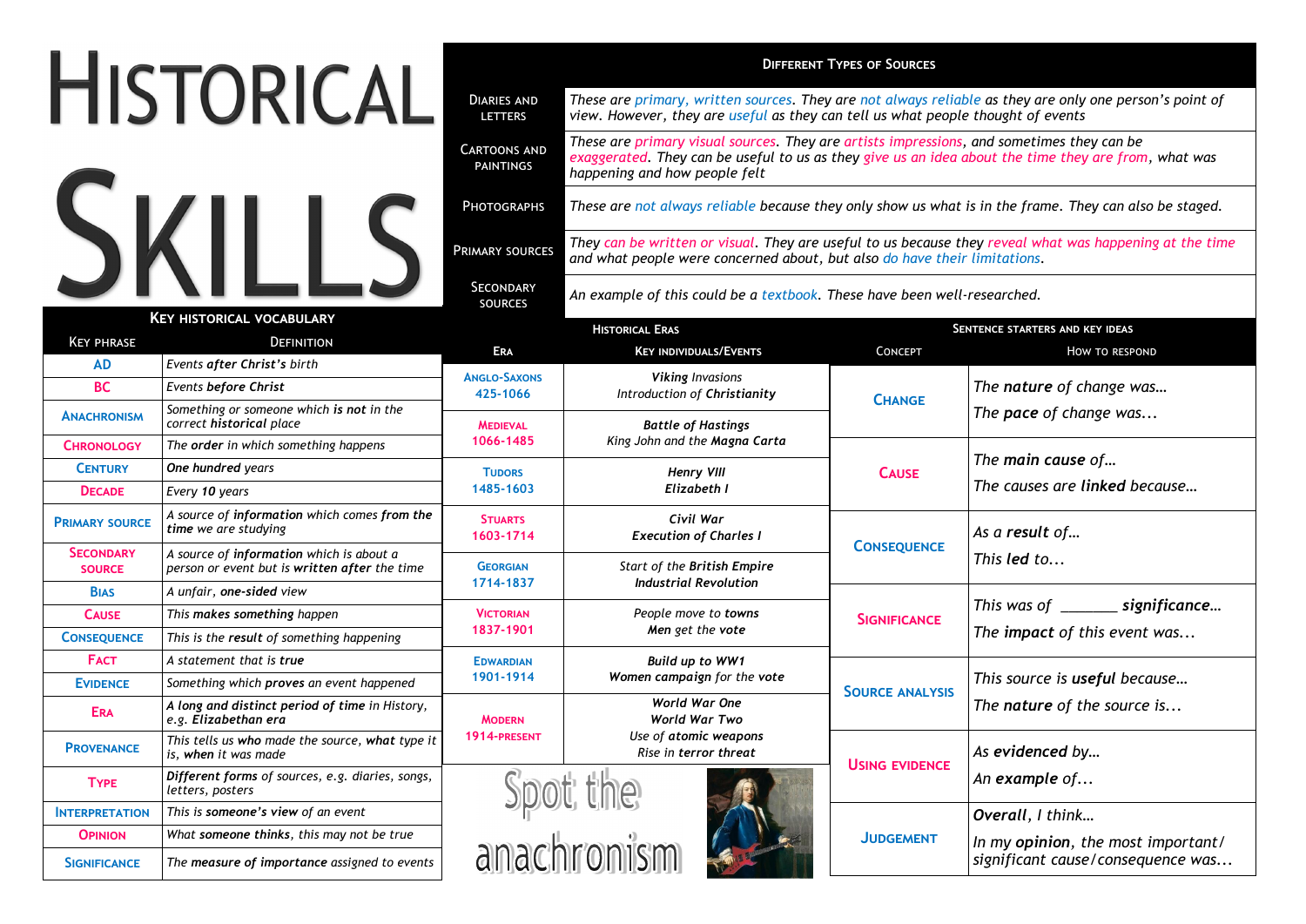# Historical Skills

## Key historical vocabulary

| Key phrase | Definition |
|---|---|
| AD | Events *after* Christ's birth |
| BC | Events *before* Christ |
| Anachronism | Something or someone which **is not** in the correct **historical** place |
| Chronology | The **order** in which something happens |
| Century | **One hundred** years |
| Decade | Every **10** years |
| Primary source | A source of **information** which comes **from the time** we are studying |
| Secondary source | A source of **information** which is about a person or event but is **written after** the time |
| Bias | A unfair, **one-sided** view |
| Cause | This **makes something** happen |
| Consequence | This is the **result** of something happening |
| Fact | A statement that is **true** |
| Evidence | Something which **proves** an event happened |
| Era | **A long and distinct period of time** in History, e.g. **Elizabethan era** |
| Provenance | This tells us **who** made the source, **what** type it is, **when** it was made |
| Type | **Different forms** of sources, e.g. diaries, songs, letters, posters |
| Interpretation | This is **someone's view** of an event |
| Opinion | What **someone thinks**, this may not be true |
| Significance | The **measure of importance** assigned to events |

## Different Types of Sources

| | |
|---|---|
| Diaries and letters | *These are primary, written sources. They are not always reliable as they are only one person's point of view. However, they are useful as they can tell us what people thought of events* |
| Cartoons and paintings | *These are primary visual sources. They are artists impressions, and sometimes they can be exaggerated. They can be useful to us as they give us an idea about the time they are from, what was happening and how people felt* |
| Photographs | *These are not always reliable because they only show us what is in the frame. They can also be staged.* |
| Primary sources | *They can be written or visual. They are useful to us because they reveal what was happening at the time and what people were concerned about, but also do have their limitations.* |
| Secondary sources | *An example of this could be a textbook. These have been well-researched.* |

## Historical Eras

| Era | Key individuals/Events |
|---|---|
| Anglo-Saxons 425-1066 | ***Viking** Invasions*<br>*Introduction of **Christianity*** |
| Medieval 1066-1485 | ***Battle of Hastings***<br>*King John and the **Magna Carta*** |
| Tudors 1485-1603 | ***Henry VIII***<br>***Elizabeth I*** |
| Stuarts 1603-1714 | ***Civil War***<br>***Execution of Charles I*** |
| Georgian 1714-1837 | *Start of the **British Empire***<br>***Industrial Revolution*** |
| Victorian 1837-1901 | *People move to **towns***<br>***Men** get the **vote*** |
| Edwardian 1901-1914 | ***Build up to WW1***<br>***Women campaign** for the **vote*** |
| Modern 1914-present | ***World War One***<br>***World War Two***<br>*Use of **atomic weapons***<br>*Rise in **terror threat*** |

Spot the anachronism

## Sentence starters and key ideas

| Concept | How to respond |
|---|---|
| Change | *The **nature** of change was…*<br>*The **pace** of change was...* |
| Cause | *The **main cause** of…*<br>*The causes are **linked** because…* |
| Consequence | *As a **result** of…*<br>*This **led** to...* |
| Significance | *This was of \_\_\_\_\_\_\_ **significance…***<br>*The **impact** of this event was...* |
| Source analysis | *This source is **useful** because…*<br>*The **nature** of the source is...* |
| Using evidence | *As **evidenced** by…*<br>*An **example** of...* |
| Judgement | ***Overall**, I think…*<br>*In my **opinion**, the most important/ significant cause/consequence was...* |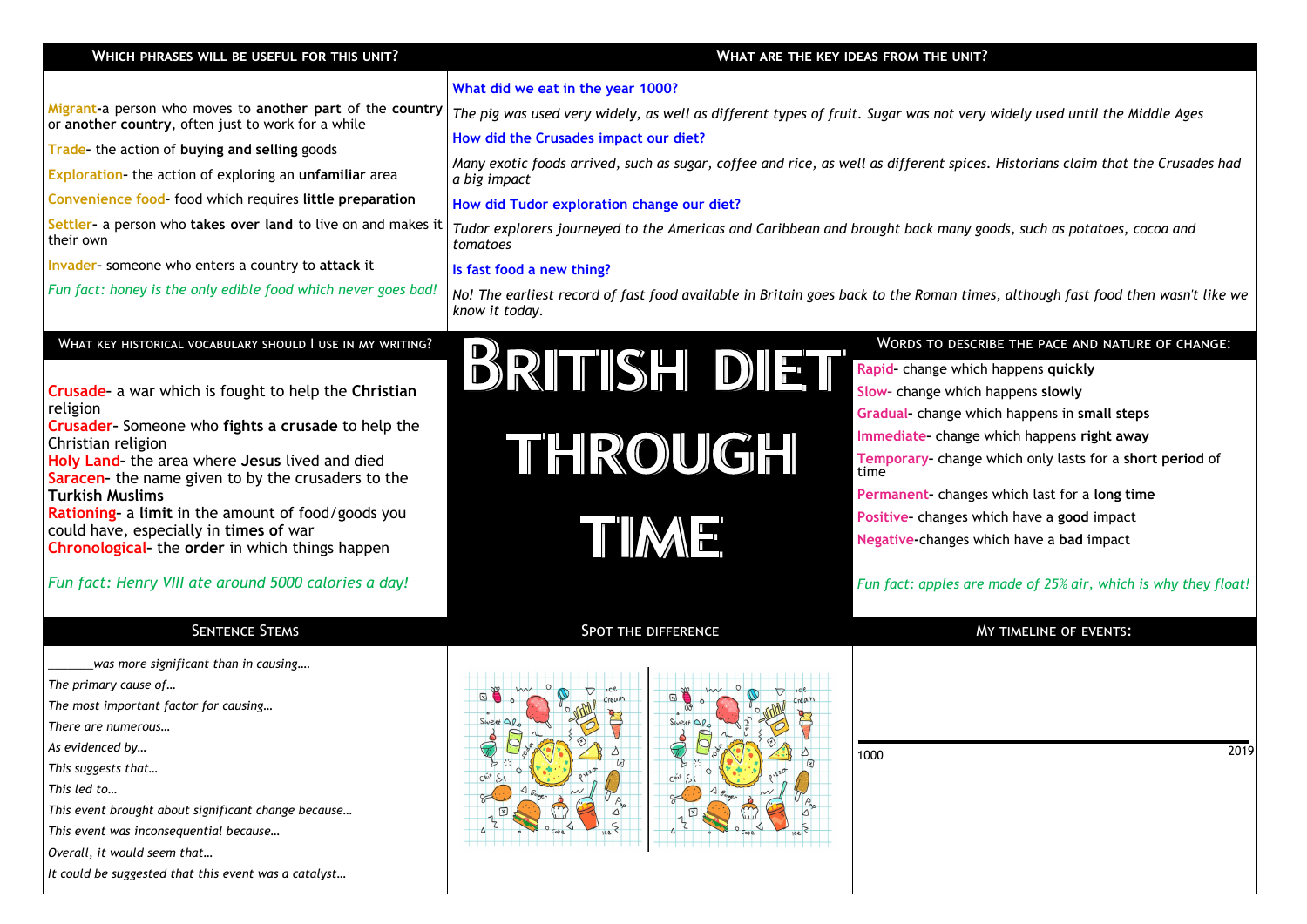# British Diet Through Time

## Which phrases will be useful for this unit?

**Migrant**-a person who moves to **another part** of the **country** or **another country**, often just to work for a while

**Trade**- the action of **buying and selling** goods

**Exploration**- the action of exploring an **unfamiliar** area

**Convenience food**- food which requires **little preparation**

**Settler**- a person who **takes over land** to live on and makes it their own

**Invader**- someone who enters a country to **attack** it

*Fun fact: honey is the only edible food which never goes bad!*

## What are the key ideas from the unit?

**What did we eat in the year 1000?**

*The pig was used very widely, as well as different types of fruit. Sugar was not very widely used until the Middle Ages*

**How did the Crusades impact our diet?**

*Many exotic foods arrived, such as sugar, coffee and rice, as well as different spices. Historians claim that the Crusades had a big impact*

**How did Tudor exploration change our diet?**

*Tudor explorers journeyed to the Americas and Caribbean and brought back many goods, such as potatoes, cocoa and tomatoes*

**Is fast food a new thing?**

*No! The earliest record of fast food available in Britain goes back to the Roman times, although fast food then wasn't like we know it today.*

## What key historical vocabulary should I use in my writing?

**Crusade**- a war which is fought to help the **Christian** religion

**Crusader**- Someone who **fights a crusade** to help the Christian religion

**Holy Land**- the area where **Jesus** lived and died

**Saracen**- the name given to by the crusaders to the **Turkish Muslims**

**Rationing**- a **limit** in the amount of food/goods you could have, especially in **times of** war

**Chronological**- the **order** in which things happen

*Fun fact: Henry VIII ate around 5000 calories a day!*

## Words to describe the pace and nature of change:

**Rapid**- change which happens **quickly**

**Slow**- change which happens **slowly**

**Gradual**- change which happens in **small steps**

**Immediate**- change which happens **right away**

**Temporary**- change which only lasts for a **short period** of time

**Permanent**- changes which last for a **long time**

**Positive**- changes which have a **good** impact

**Negative**-changes which have a **bad** impact

*Fun fact: apples are made of 25% air, which is why they float!*

## Sentence Stems

*_______was more significant than in causing….*

*The primary cause of…*

*The most important factor for causing…*

*There are numerous…*

*As evidenced by…*

*This suggests that…*

*This led to…*

*This event brought about significant change because…*

*This event was inconsequential because…*

*Overall, it would seem that…*

*It could be suggested that this event was a catalyst…*

## Spot the difference

## My timeline of events:

1000 — 2019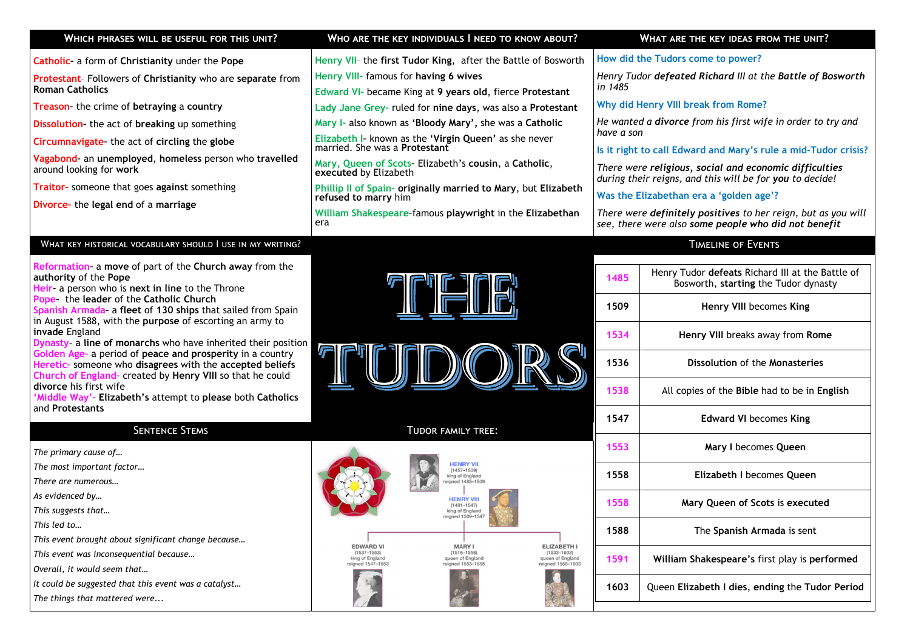## Which phrases will be useful for this unit?

**Catholic**- a form of **Christianity** under the **Pope**

**Protestant**- Followers of **Christianity** who are **separate** from **Roman Catholics**

**Treason**- the crime of **betraying** a **country**

**Dissolution**- the act of **breaking** up something

**Circumnavigate**- the act of **circling** the **globe**

**Vagabond**- an **unemployed**, **homeless** person who **travelled** around looking for **work**

**Traitor**- someone that goes **against** something

**Divorce**- the **legal end** of a **marriage**

## Who are the key individuals I need to know about?

**Henry VII**- the **first Tudor King**, after the Battle of Bosworth

**Henry VIII**- famous for **having 6 wives**

**Edward VI**- became King at **9 years old**, fierce **Protestant**

**Lady Jane Grey**- ruled for **nine days**, was also a **Protestant**

**Mary I**- also known as **'Bloody Mary'**, she was a **Catholic**

**Elizabeth I**- known as the **'Virgin Queen'** as she never married. She was a **Protestant**

**Mary, Queen of Scots**- Elizabeth's **cousin**, a **Catholic**, **executed** by Elizabeth

**Phillip II of Spain**- **originally married to Mary**, but **Elizabeth refused to marry** him

**William Shakespeare**-famous **playwright** in the **Elizabethan** era

## What are the key ideas from the unit?

**How did the Tudors come to power?**

*Henry Tudor **defeated** Richard III at the **Battle of Bosworth** in 1485*

**Why did Henry VIII break from Rome?**

*He wanted a **divorce** from his first wife in order to try and have a son*

**Is it right to call Edward and Mary's rule a mid-Tudor crisis?**

*There were **religious, social and economic difficulties** during their reigns, and this will be for **you** to decide!*

**Was the Elizabethan era a 'golden age'?**

*There were **definitely positives** to her reign, but as you will see, there were also **some people who did not benefit***

## What key historical vocabulary should I use in my writing?

**Reformation**- a **move** of part of the **Church away** from the **authority** of the **Pope**

**Heir**- a person who is **next in line** to the Throne

**Pope**- the **leader** of the **Catholic Church**

**Spanish Armada**- a **fleet** of **130 ships** that sailed from Spain in August 1588, with the **purpose** of escorting an army to **invade** England

**Dynasty**- a **line of monarchs** who have inherited their position

**Golden Age**- a period of **peace and prosperity** in a country

**Heretic**- someone who **disagrees** with the **accepted beliefs**

**Church of England**- created by **Henry VIII** so that he could **divorce** his first wife

**'Middle Way'**- **Elizabeth's** attempt to **please** both **Catholics** and **Protestants**

# THE TUDORS

## Sentence Stems

*The primary cause of…*

*The most important factor…*

*There are numerous…*

*As evidenced by…*

*This suggests that…*

*This led to…*

*This event brought about significant change because…*

*This event was inconsequential because…*

*Overall, it would seem that…*

*It could be suggested that this event was a catalyst…*

*The things that mattered were...*

## Tudor family tree:

HENRY VII (1457–1509) king of England reigned 1485–1509

HENRY VIII (1491–1547) king of England reigned 1509–1547

EDWARD VI (1537–1553) king of England reigned 1547–1553

MARY I (1516–1558) queen of England reigned 1553–1558

ELIZABETH I (1533–1603) queen of England reigned 1558–1603

## Timeline of Events

| | |
|---|---|
| 1485 | Henry Tudor **defeats** Richard III at the Battle of Bosworth, **starting** the Tudor dynasty |
| 1509 | **Henry VIII** becomes **King** |
| 1534 | **Henry VIII** breaks away from **Rome** |
| 1536 | **Dissolution** of the **Monasteries** |
| 1538 | All copies of the **Bible** had to be in **English** |
| 1547 | **Edward VI** becomes **King** |
| 1553 | **Mary I** becomes **Queen** |
| 1558 | **Elizabeth I** becomes **Queen** |
| 1558 | **Mary Queen of Scots** is **executed** |
| 1588 | The **Spanish Armada** is sent |
| 1591 | **William Shakespeare's** first play is **performed** |
| 1603 | Queen **Elizabeth I dies**, **ending** the **Tudor Period** |